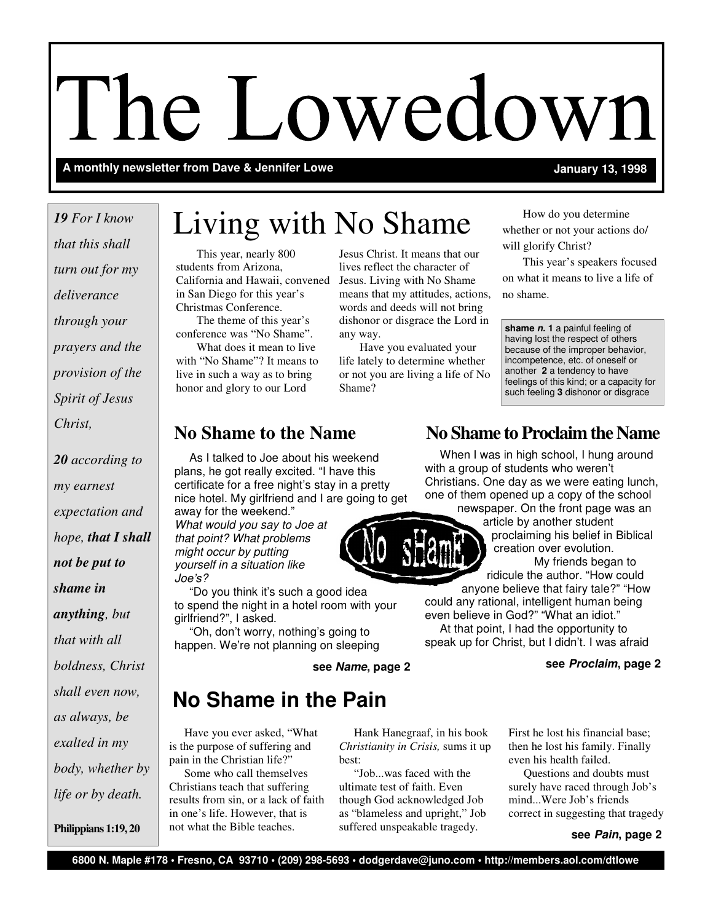# The Lowedown

**A monthly newsletter from Dave & Jennifer Lowe** — **January 13, 1998**

*__19__ For I know that this shall turn out for my deliverance through your prayers and the provision of the Spirit of Jesus Christ,*

*__20__ according to my earnest expectation and hope, __that I shall not be put to shame in anything__, but that with all boldness, Christ shall even now, as always, be exalted in my body, whether by life or by death.*

**Philippians 1:19, 20**

## Living with No Shame

This year, nearly 800 students from Arizona, California and Hawaii, convened in San Diego for this year's Christmas Conference.

The theme of this year's conference was "No Shame".

What does it mean to live with "No Shame"? It means to live in such a way as to bring honor and glory to our Lord Jesus Christ. It means that our lives reflect the character of Jesus. Living with No Shame means that my attitudes, actions, words and deeds will not bring dishonor or disgrace the Lord in any way.

Have you evaluated your life lately to determine whether or not you are living a life of No Shame?

How do you determine whether or not your actions do/will glorify Christ?

This year's speakers focused on what it means to live a life of no shame.

**shame** ***n.*** **1** a painful feeling of having lost the respect of others because of the improper behavior, incompetence, etc. of oneself or another **2** a tendency to have feelings of this kind; or a capacity for such feeling **3** dishonor or disgrace

## No Shame to the Name

As I talked to Joe about his weekend plans, he got really excited. "I have this certificate for a free night's stay in a pretty nice hotel. My girlfriend and I are going to get away for the weekend."

*What would you say to Joe at that point? What problems might occur by putting yourself in a situation like Joe's?*

"Do you think it's such a good idea to spend the night in a hotel room with your girlfriend?", I asked.

"Oh, don't worry, nothing's going to happen. We're not planning on sleeping

**see *Name*, page 2**

## No Shame to Proclaim the Name

When I was in high school, I hung around with a group of students who weren't Christians. One day as we were eating lunch, one of them opened up a copy of the school newspaper. On the front page was an article by another student proclaiming his belief in Biblical creation over evolution.

My friends began to ridicule the author. "How could anyone believe that fairy tale?" "How could any rational, intelligent human being even believe in God?" "What an idiot."

At that point, I had the opportunity to speak up for Christ, but I didn't. I was afraid

**see *Proclaim*, page 2**

## No Shame in the Pain

Have you ever asked, "What is the purpose of suffering and pain in the Christian life?"

Some who call themselves Christians teach that suffering results from sin, or a lack of faith in one's life. However, that is not what the Bible teaches.

Hank Hanegraaf, in his book *Christianity in Crisis,* sums it up best:

"Job...was faced with the ultimate test of faith. Even though God acknowledged Job as "blameless and upright," Job suffered unspeakable tragedy. First he lost his financial base; then he lost his family. Finally even his health failed.

Questions and doubts must surely have raced through Job's mind...Were Job's friends correct in suggesting that tragedy

**see *Pain*, page 2**

**6800 N. Maple #178 • Fresno, CA 93710 • (209) 298-5693 • dodgerdave@juno.com • http://members.aol.com/dtlowe**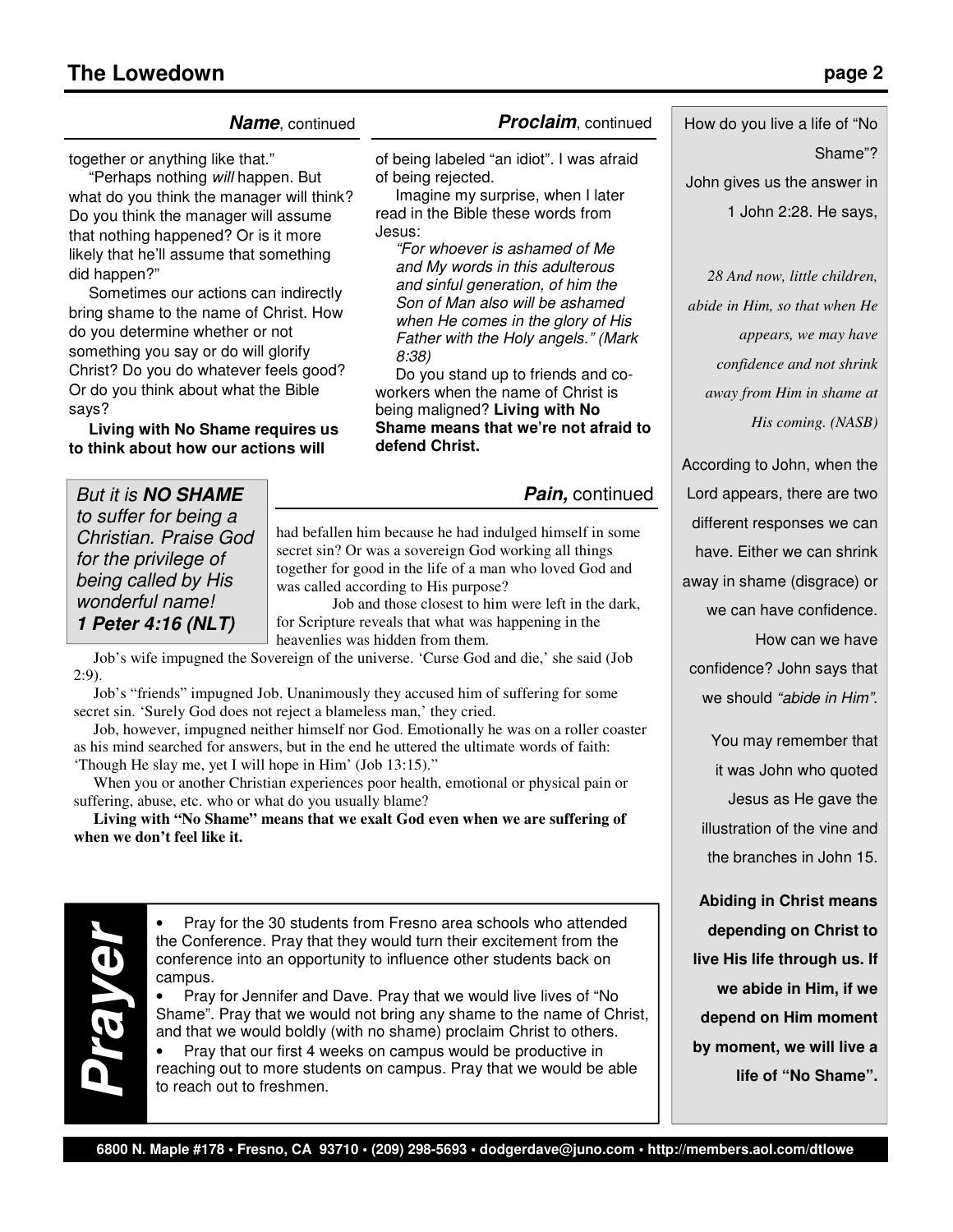### *Name*, continued

together or anything like that."

"Perhaps nothing *will* happen. But what do you think the manager will think? Do you think the manager will assume that nothing happened? Or is it more likely that he'll assume that something did happen?"

Sometimes our actions can indirectly bring shame to the name of Christ. How do you determine whether or not something you say or do will glorify Christ? Do you do whatever feels good? Or do you think about what the Bible says?

**Living with No Shame requires us to think about how our actions will**

### *Proclaim*, continued

of being labeled "an idiot". I was afraid of being rejected.

Imagine my surprise, when I later read in the Bible these words from Jesus:

*"For whoever is ashamed of Me and My words in this adulterous and sinful generation, of him the Son of Man also will be ashamed when He comes in the glory of His Father with the Holy angels." (Mark 8:38)*

Do you stand up to friends and co-workers when the name of Christ is being maligned? **Living with No Shame means that we're not afraid to defend Christ.**

*But it is **NO SHAME** to suffer for being a Christian. Praise God for the privilege of being called by His wonderful name!*
***1 Peter 4:16 (NLT)***

### *Pain,* continued

had befallen him because he had indulged himself in some secret sin? Or was a sovereign God working all things together for good in the life of a man who loved God and was called according to His purpose?

Job and those closest to him were left in the dark, for Scripture reveals that what was happening in the heavenlies was hidden from them.

Job's wife impugned the Sovereign of the universe. 'Curse God and die,' she said (Job 2:9).

Job's "friends" impugned Job. Unanimously they accused him of suffering for some secret sin. 'Surely God does not reject a blameless man,' they cried.

Job, however, impugned neither himself nor God. Emotionally he was on a roller coaster as his mind searched for answers, but in the end he uttered the ultimate words of faith: 'Though He slay me, yet I will hope in Him' (Job 13:15)."

When you or another Christian experiences poor health, emotional or physical pain or suffering, abuse, etc. who or what do you usually blame?

**Living with "No Shame" means that we exalt God even when we are suffering of when we don't feel like it.**

## *Prayer*

- Pray for the 30 students from Fresno area schools who attended the Conference. Pray that they would turn their excitement from the conference into an opportunity to influence other students back on campus.
- Pray for Jennifer and Dave. Pray that we would live lives of "No Shame". Pray that we would not bring any shame to the name of Christ, and that we would boldly (with no shame) proclaim Christ to others.
- Pray that our first 4 weeks on campus would be productive in reaching out to more students on campus. Pray that we would be able to reach out to freshmen.

How do you live a life of "No Shame"?

John gives us the answer in 1 John 2:28. He says,

*28 And now, little children, abide in Him, so that when He appears, we may have confidence and not shrink away from Him in shame at His coming. (NASB)*

According to John, when the Lord appears, there are two different responses we can have. Either we can shrink away in shame (disgrace) or we can have confidence. How can we have confidence? John says that we should *"abide in Him"*.

You may remember that it was John who quoted Jesus as He gave the illustration of the vine and the branches in John 15.

**Abiding in Christ means depending on Christ to live His life through us. If we abide in Him, if we depend on Him moment by moment, we will live a life of "No Shame".**

6800 N. Maple #178 • Fresno, CA 93710 • (209) 298-5693 • dodgerdave@juno.com • http://members.aol.com/dtlowe